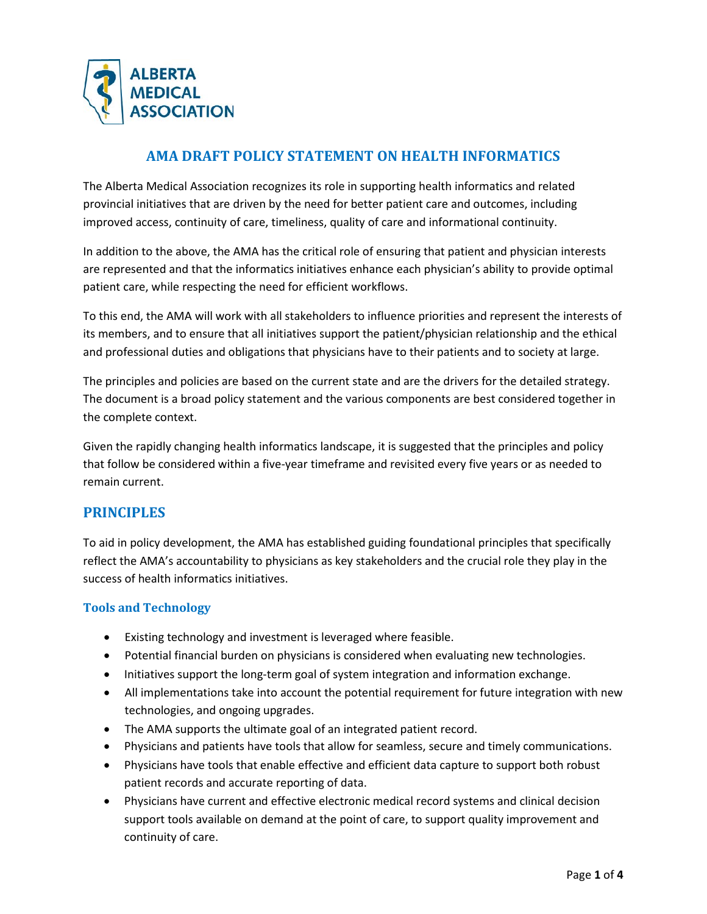ALBERTA MEDICAL ASSOCIATION

# AMA DRAFT POLICY STATEMENT ON HEALTH INFORMATICS

The Alberta Medical Association recognizes its role in supporting health informatics and related provincial initiatives that are driven by the need for better patient care and outcomes, including improved access, continuity of care, timeliness, quality of care and informational continuity.

In addition to the above, the AMA has the critical role of ensuring that patient and physician interests are represented and that the informatics initiatives enhance each physician's ability to provide optimal patient care, while respecting the need for efficient workflows.

To this end, the AMA will work with all stakeholders to influence priorities and represent the interests of its members, and to ensure that all initiatives support the patient/physician relationship and the ethical and professional duties and obligations that physicians have to their patients and to society at large.

The principles and policies are based on the current state and are the drivers for the detailed strategy. The document is a broad policy statement and the various components are best considered together in the complete context.

Given the rapidly changing health informatics landscape, it is suggested that the principles and policy that follow be considered within a five-year timeframe and revisited every five years or as needed to remain current.

## PRINCIPLES

To aid in policy development, the AMA has established guiding foundational principles that specifically reflect the AMA's accountability to physicians as key stakeholders and the crucial role they play in the success of health informatics initiatives.

### Tools and Technology

- Existing technology and investment is leveraged where feasible.
- Potential financial burden on physicians is considered when evaluating new technologies.
- Initiatives support the long-term goal of system integration and information exchange.
- All implementations take into account the potential requirement for future integration with new technologies, and ongoing upgrades.
- The AMA supports the ultimate goal of an integrated patient record.
- Physicians and patients have tools that allow for seamless, secure and timely communications.
- Physicians have tools that enable effective and efficient data capture to support both robust patient records and accurate reporting of data.
- Physicians have current and effective electronic medical record systems and clinical decision support tools available on demand at the point of care, to support quality improvement and continuity of care.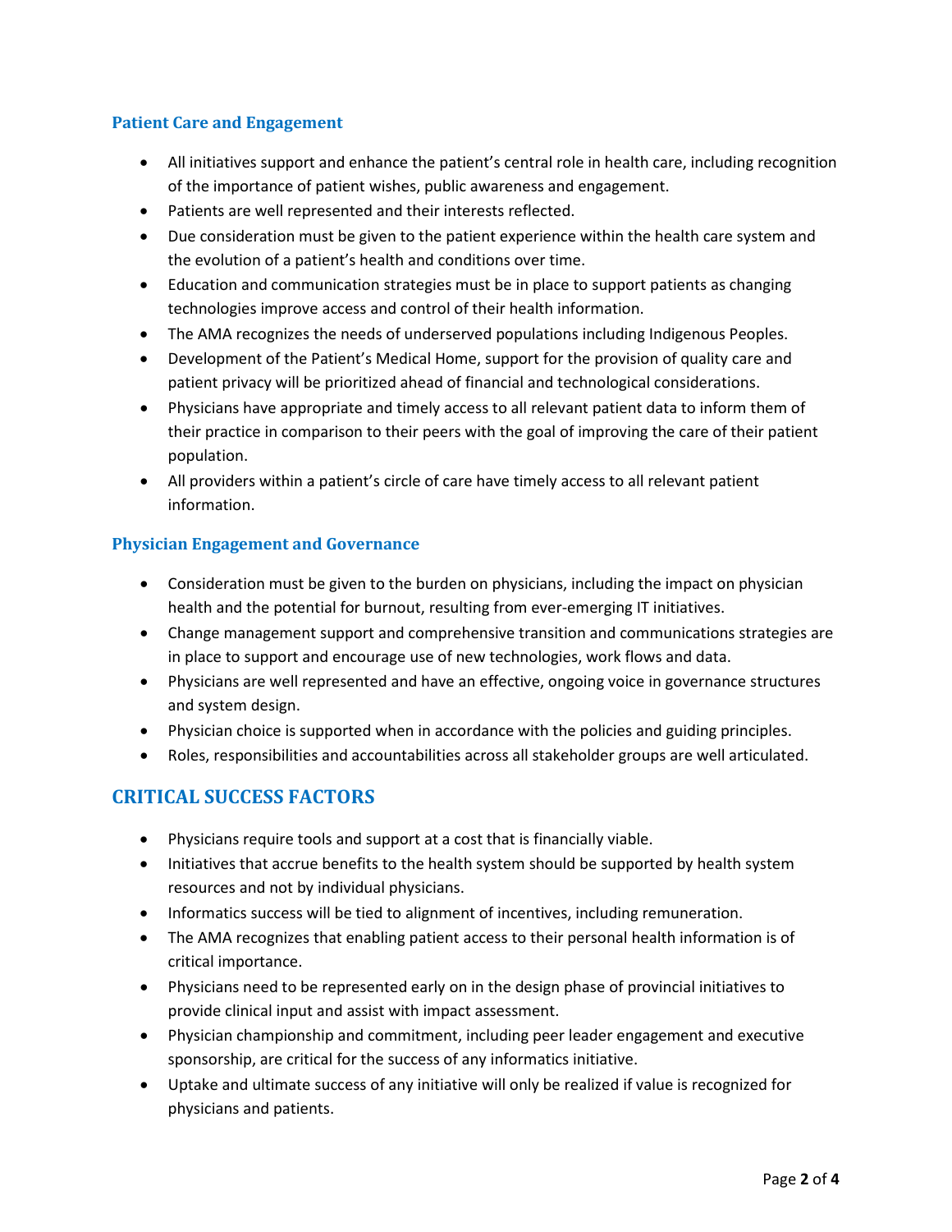### Patient Care and Engagement

- All initiatives support and enhance the patient's central role in health care, including recognition of the importance of patient wishes, public awareness and engagement.
- Patients are well represented and their interests reflected.
- Due consideration must be given to the patient experience within the health care system and the evolution of a patient's health and conditions over time.
- Education and communication strategies must be in place to support patients as changing technologies improve access and control of their health information.
- The AMA recognizes the needs of underserved populations including Indigenous Peoples.
- Development of the Patient's Medical Home, support for the provision of quality care and patient privacy will be prioritized ahead of financial and technological considerations.
- Physicians have appropriate and timely access to all relevant patient data to inform them of their practice in comparison to their peers with the goal of improving the care of their patient population.
- All providers within a patient's circle of care have timely access to all relevant patient information.

### Physician Engagement and Governance

- Consideration must be given to the burden on physicians, including the impact on physician health and the potential for burnout, resulting from ever-emerging IT initiatives.
- Change management support and comprehensive transition and communications strategies are in place to support and encourage use of new technologies, work flows and data.
- Physicians are well represented and have an effective, ongoing voice in governance structures and system design.
- Physician choice is supported when in accordance with the policies and guiding principles.
- Roles, responsibilities and accountabilities across all stakeholder groups are well articulated.

## CRITICAL SUCCESS FACTORS

- Physicians require tools and support at a cost that is financially viable.
- Initiatives that accrue benefits to the health system should be supported by health system resources and not by individual physicians.
- Informatics success will be tied to alignment of incentives, including remuneration.
- The AMA recognizes that enabling patient access to their personal health information is of critical importance.
- Physicians need to be represented early on in the design phase of provincial initiatives to provide clinical input and assist with impact assessment.
- Physician championship and commitment, including peer leader engagement and executive sponsorship, are critical for the success of any informatics initiative.
- Uptake and ultimate success of any initiative will only be realized if value is recognized for physicians and patients.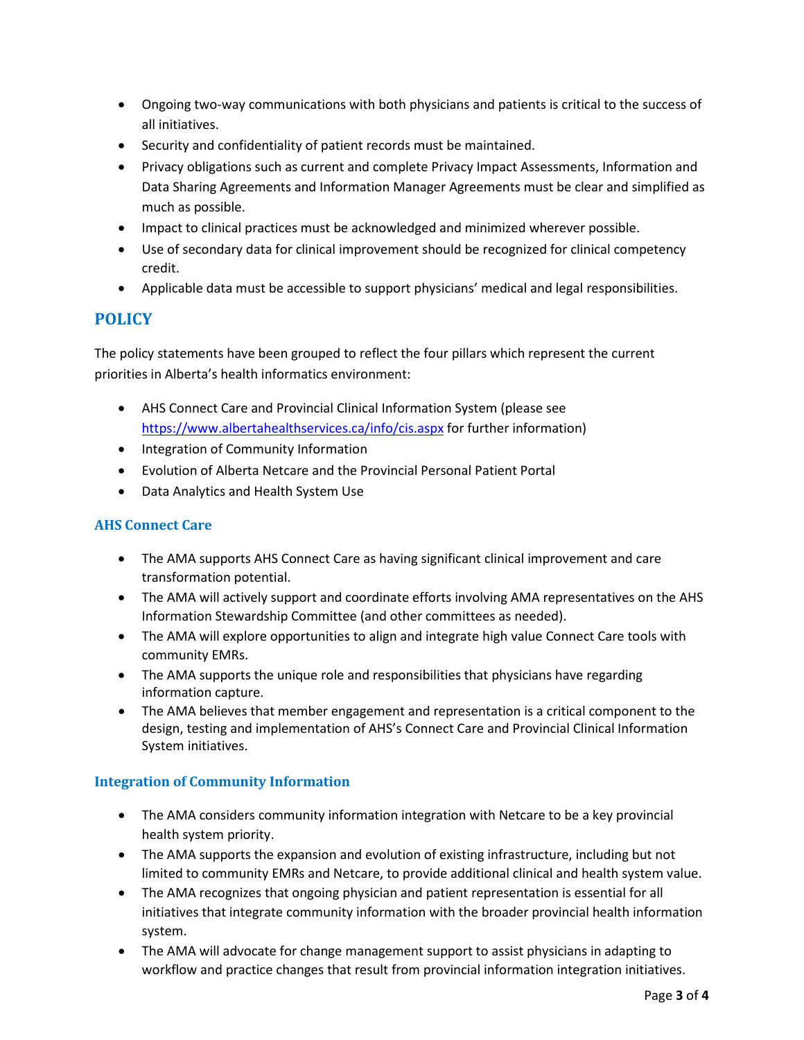- Ongoing two-way communications with both physicians and patients is critical to the success of all initiatives.
- Security and confidentiality of patient records must be maintained.
- Privacy obligations such as current and complete Privacy Impact Assessments, Information and Data Sharing Agreements and Information Manager Agreements must be clear and simplified as much as possible.
- Impact to clinical practices must be acknowledged and minimized wherever possible.
- Use of secondary data for clinical improvement should be recognized for clinical competency credit.
- Applicable data must be accessible to support physicians' medical and legal responsibilities.

## POLICY

The policy statements have been grouped to reflect the four pillars which represent the current priorities in Alberta's health informatics environment:

- AHS Connect Care and Provincial Clinical Information System (please see https://www.albertahealthservices.ca/info/cis.aspx for further information)
- Integration of Community Information
- Evolution of Alberta Netcare and the Provincial Personal Patient Portal
- Data Analytics and Health System Use

### AHS Connect Care

- The AMA supports AHS Connect Care as having significant clinical improvement and care transformation potential.
- The AMA will actively support and coordinate efforts involving AMA representatives on the AHS Information Stewardship Committee (and other committees as needed).
- The AMA will explore opportunities to align and integrate high value Connect Care tools with community EMRs.
- The AMA supports the unique role and responsibilities that physicians have regarding information capture.
- The AMA believes that member engagement and representation is a critical component to the design, testing and implementation of AHS's Connect Care and Provincial Clinical Information System initiatives.

### Integration of Community Information

- The AMA considers community information integration with Netcare to be a key provincial health system priority.
- The AMA supports the expansion and evolution of existing infrastructure, including but not limited to community EMRs and Netcare, to provide additional clinical and health system value.
- The AMA recognizes that ongoing physician and patient representation is essential for all initiatives that integrate community information with the broader provincial health information system.
- The AMA will advocate for change management support to assist physicians in adapting to workflow and practice changes that result from provincial information integration initiatives.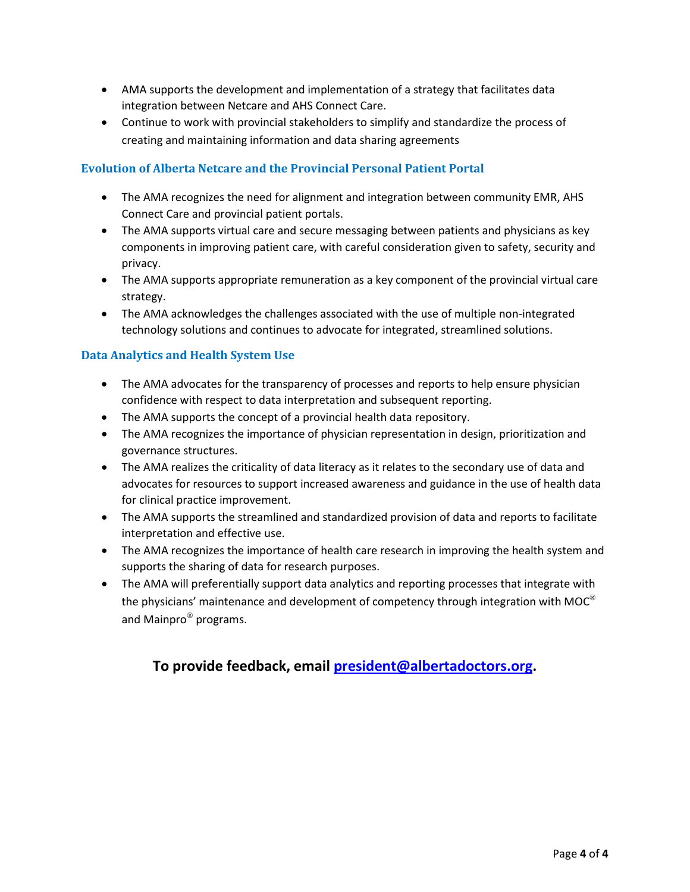- AMA supports the development and implementation of a strategy that facilitates data integration between Netcare and AHS Connect Care.
- Continue to work with provincial stakeholders to simplify and standardize the process of creating and maintaining information and data sharing agreements

### Evolution of Alberta Netcare and the Provincial Personal Patient Portal

- The AMA recognizes the need for alignment and integration between community EMR, AHS Connect Care and provincial patient portals.
- The AMA supports virtual care and secure messaging between patients and physicians as key components in improving patient care, with careful consideration given to safety, security and privacy.
- The AMA supports appropriate remuneration as a key component of the provincial virtual care strategy.
- The AMA acknowledges the challenges associated with the use of multiple non-integrated technology solutions and continues to advocate for integrated, streamlined solutions.

### Data Analytics and Health System Use

- The AMA advocates for the transparency of processes and reports to help ensure physician confidence with respect to data interpretation and subsequent reporting.
- The AMA supports the concept of a provincial health data repository.
- The AMA recognizes the importance of physician representation in design, prioritization and governance structures.
- The AMA realizes the criticality of data literacy as it relates to the secondary use of data and advocates for resources to support increased awareness and guidance in the use of health data for clinical practice improvement.
- The AMA supports the streamlined and standardized provision of data and reports to facilitate interpretation and effective use.
- The AMA recognizes the importance of health care research in improving the health system and supports the sharing of data for research purposes.
- The AMA will preferentially support data analytics and reporting processes that integrate with the physicians' maintenance and development of competency through integration with MOC® and Mainpro® programs.

**To provide feedback, email president@albertadoctors.org.**